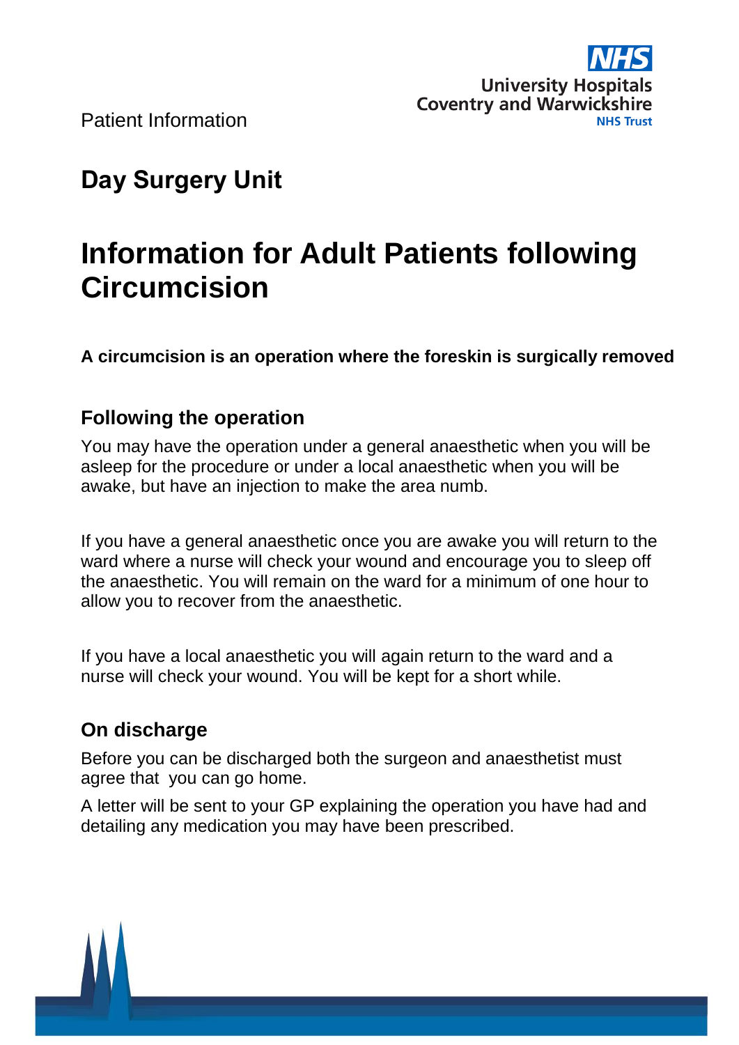Patient Information

University Hospitals Coventry and Warwickshire NHS Trust

# Day Surgery Unit

# Information for Adult Patients following Circumcision

**A circumcision is an operation where the foreskin is surgically removed**

## Following the operation

You may have the operation under a general anaesthetic when you will be asleep for the procedure or under a local anaesthetic when you will be awake, but have an injection to make the area numb.

If you have a general anaesthetic once you are awake you will return to the ward where a nurse will check your wound and encourage you to sleep off the anaesthetic. You will remain on the ward for a minimum of one hour to allow you to recover from the anaesthetic.

If you have a local anaesthetic you will again return to the ward and a nurse will check your wound. You will be kept for a short while.

## On discharge

Before you can be discharged both the surgeon and anaesthetist must agree that you can go home.

A letter will be sent to your GP explaining the operation you have had and detailing any medication you may have been prescribed.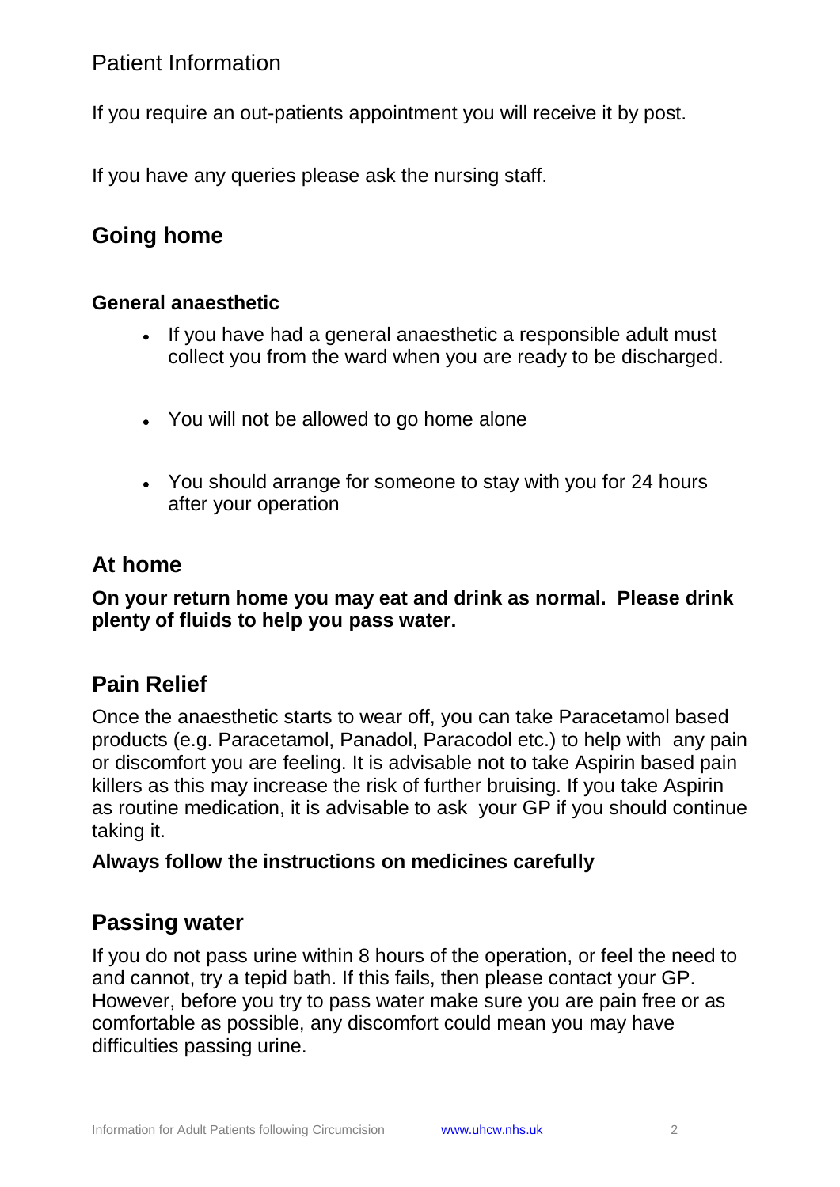Patient Information

If you require an out-patients appointment you will receive it by post.

If you have any queries please ask the nursing staff.

## Going home

### General anaesthetic

- If you have had a general anaesthetic a responsible adult must collect you from the ward when you are ready to be discharged.
- You will not be allowed to go home alone
- You should arrange for someone to stay with you for 24 hours after your operation

## At home

**On your return home you may eat and drink as normal. Please drink plenty of fluids to help you pass water.**

## Pain Relief

Once the anaesthetic starts to wear off, you can take Paracetamol based products (e.g. Paracetamol, Panadol, Paracodol etc.) to help with any pain or discomfort you are feeling. It is advisable not to take Aspirin based pain killers as this may increase the risk of further bruising. If you take Aspirin as routine medication, it is advisable to ask your GP if you should continue taking it.

**Always follow the instructions on medicines carefully**

## Passing water

If you do not pass urine within 8 hours of the operation, or feel the need to and cannot, try a tepid bath. If this fails, then please contact your GP. However, before you try to pass water make sure you are pain free or as comfortable as possible, any discomfort could mean you may have difficulties passing urine.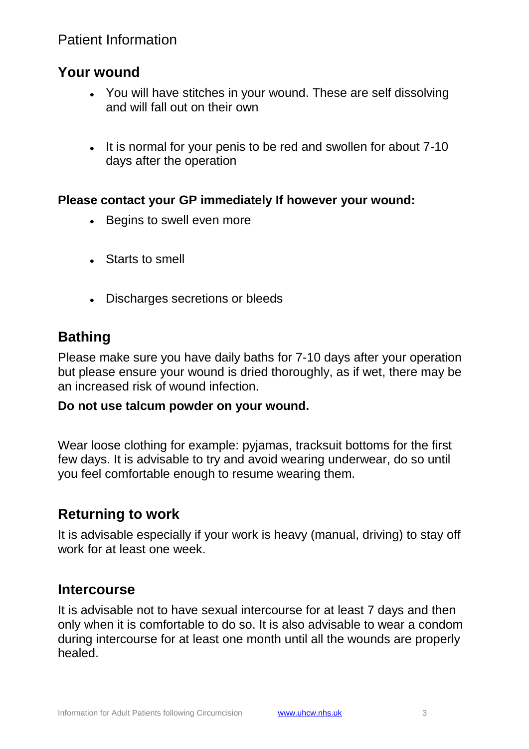Patient Information

## Your wound

- You will have stitches in your wound. These are self dissolving and will fall out on their own
- It is normal for your penis to be red and swollen for about 7-10 days after the operation

**Please contact your GP immediately If however your wound:**

- Begins to swell even more
- Starts to smell
- Discharges secretions or bleeds

## Bathing

Please make sure you have daily baths for 7-10 days after your operation but please ensure your wound is dried thoroughly, as if wet, there may be an increased risk of wound infection.

**Do not use talcum powder on your wound.**

Wear loose clothing for example: pyjamas, tracksuit bottoms for the first few days. It is advisable to try and avoid wearing underwear, do so until you feel comfortable enough to resume wearing them.

## Returning to work

It is advisable especially if your work is heavy (manual, driving) to stay off work for at least one week.

## Intercourse

It is advisable not to have sexual intercourse for at least 7 days and then only when it is comfortable to do so. It is also advisable to wear a condom during intercourse for at least one month until all the wounds are properly healed.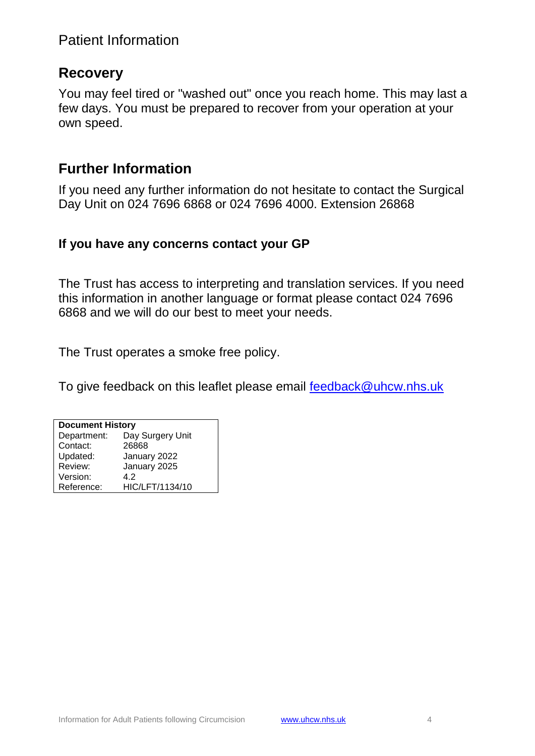## Recovery

You may feel tired or "washed out" once you reach home. This may last a few days. You must be prepared to recover from your operation at your own speed.

## Further Information

If you need any further information do not hesitate to contact the Surgical Day Unit on 024 7696 6868 or 024 7696 4000. Extension 26868

**If you have any concerns contact your GP**

The Trust has access to interpreting and translation services. If you need this information in another language or format please contact 024 7696 6868 and we will do our best to meet your needs.

The Trust operates a smoke free policy.

To give feedback on this leaflet please email feedback@uhcw.nhs.uk

| **Document History** | |
|---|---|
| Department: | Day Surgery Unit |
| Contact: | 26868 |
| Updated: | January 2022 |
| Review: | January 2025 |
| Version: | 4.2 |
| Reference: | HIC/LFT/1134/10 |